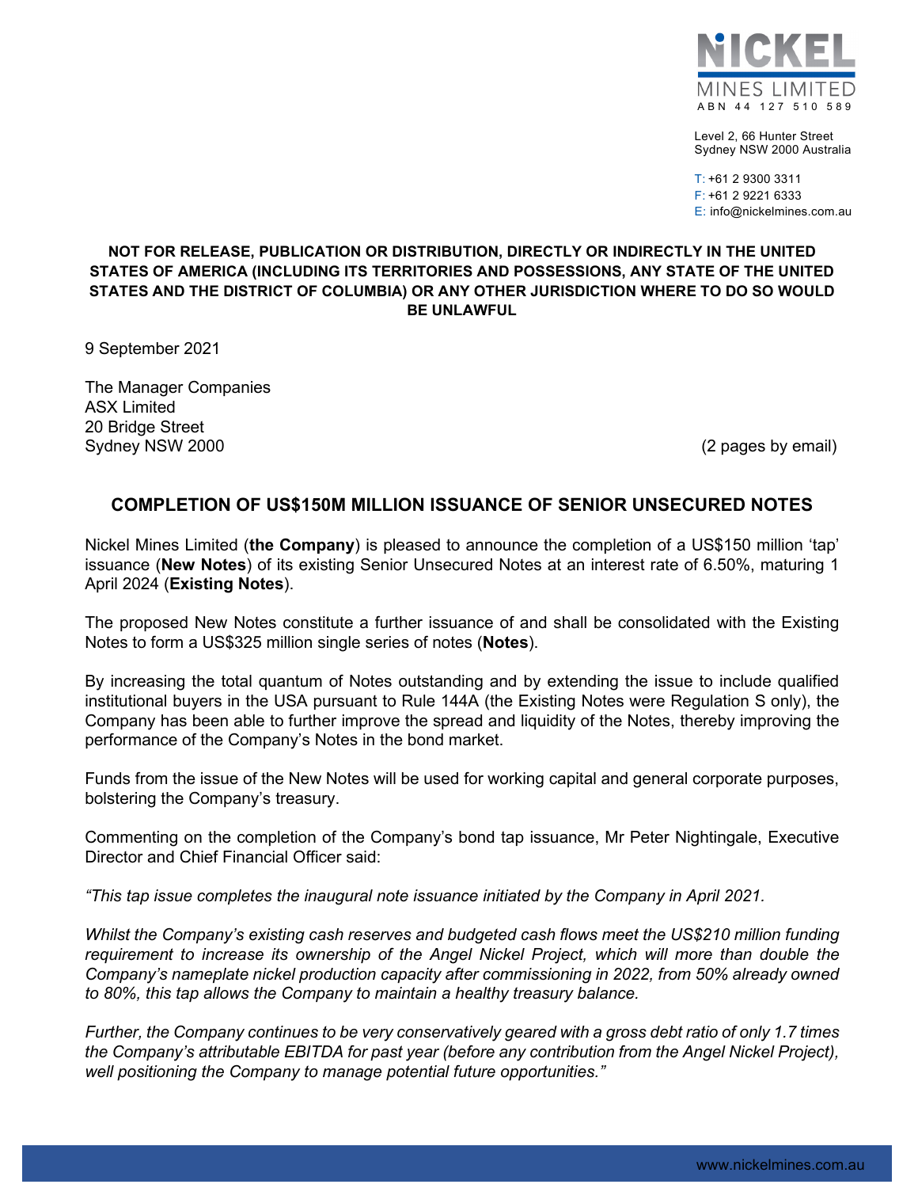NICKEL MINES LIMITED
ABN 44 127 510 589

Level 2, 66 Hunter Street
Sydney NSW 2000 Australia

T: +61 2 9300 3311
F: +61 2 9221 6333
E: info@nickelmines.com.au

**NOT FOR RELEASE, PUBLICATION OR DISTRIBUTION, DIRECTLY OR INDIRECTLY IN THE UNITED STATES OF AMERICA (INCLUDING ITS TERRITORIES AND POSSESSIONS, ANY STATE OF THE UNITED STATES AND THE DISTRICT OF COLUMBIA) OR ANY OTHER JURISDICTION WHERE TO DO SO WOULD BE UNLAWFUL**

9 September 2021

The Manager Companies
ASX Limited
20 Bridge Street
Sydney NSW 2000

(2 pages by email)

## COMPLETION OF US$150M MILLION ISSUANCE OF SENIOR UNSECURED NOTES

Nickel Mines Limited (**the Company**) is pleased to announce the completion of a US$150 million 'tap' issuance (**New Notes**) of its existing Senior Unsecured Notes at an interest rate of 6.50%, maturing 1 April 2024 (**Existing Notes**).

The proposed New Notes constitute a further issuance of and shall be consolidated with the Existing Notes to form a US$325 million single series of notes (**Notes**).

By increasing the total quantum of Notes outstanding and by extending the issue to include qualified institutional buyers in the USA pursuant to Rule 144A (the Existing Notes were Regulation S only), the Company has been able to further improve the spread and liquidity of the Notes, thereby improving the performance of the Company's Notes in the bond market.

Funds from the issue of the New Notes will be used for working capital and general corporate purposes, bolstering the Company's treasury.

Commenting on the completion of the Company's bond tap issuance, Mr Peter Nightingale, Executive Director and Chief Financial Officer said:

*"This tap issue completes the inaugural note issuance initiated by the Company in April 2021.*

*Whilst the Company's existing cash reserves and budgeted cash flows meet the US$210 million funding requirement to increase its ownership of the Angel Nickel Project, which will more than double the Company's nameplate nickel production capacity after commissioning in 2022, from 50% already owned to 80%, this tap allows the Company to maintain a healthy treasury balance.*

*Further, the Company continues to be very conservatively geared with a gross debt ratio of only 1.7 times the Company's attributable EBITDA for past year (before any contribution from the Angel Nickel Project), well positioning the Company to manage potential future opportunities."*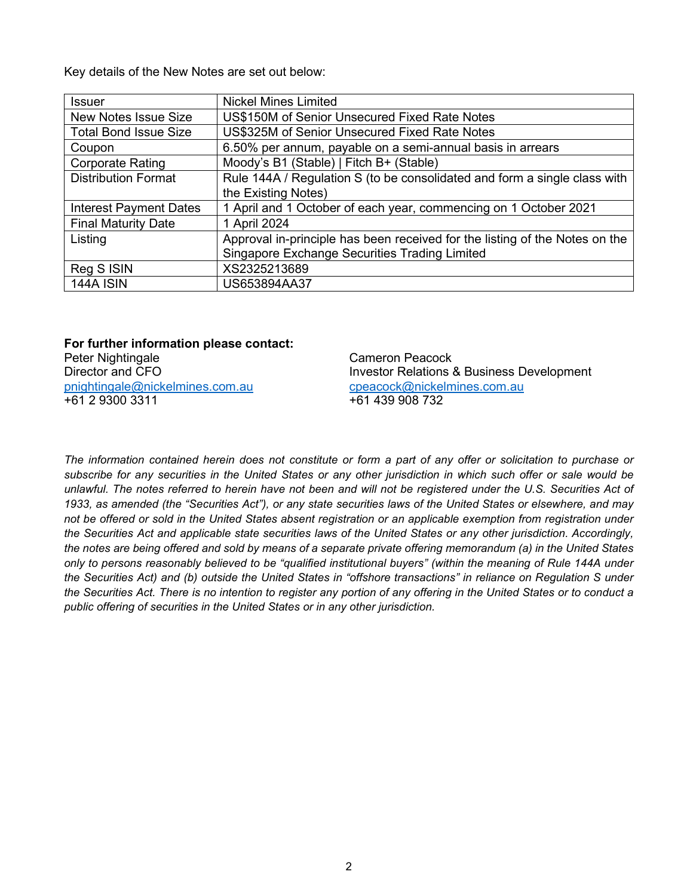Key details of the New Notes are set out below:

| | |
|---|---|
| Issuer | Nickel Mines Limited |
| New Notes Issue Size | US$150M of Senior Unsecured Fixed Rate Notes |
| Total Bond Issue Size | US$325M of Senior Unsecured Fixed Rate Notes |
| Coupon | 6.50% per annum, payable on a semi-annual basis in arrears |
| Corporate Rating | Moody's B1 (Stable) \| Fitch B+ (Stable) |
| Distribution Format | Rule 144A / Regulation S (to be consolidated and form a single class with the Existing Notes) |
| Interest Payment Dates | 1 April and 1 October of each year, commencing on 1 October 2021 |
| Final Maturity Date | 1 April 2024 |
| Listing | Approval in-principle has been received for the listing of the Notes on the Singapore Exchange Securities Trading Limited |
| Reg S ISIN | XS2325213689 |
| 144A ISIN | US653894AA37 |

**For further information please contact:**

Peter Nightingale
Director and CFO
pnightingale@nickelmines.com.au
+61 2 9300 3311

Cameron Peacock
Investor Relations & Business Development
cpeacock@nickelmines.com.au
+61 439 908 732

*The information contained herein does not constitute or form a part of any offer or solicitation to purchase or subscribe for any securities in the United States or any other jurisdiction in which such offer or sale would be unlawful. The notes referred to herein have not been and will not be registered under the U.S. Securities Act of 1933, as amended (the "Securities Act"), or any state securities laws of the United States or elsewhere, and may not be offered or sold in the United States absent registration or an applicable exemption from registration under the Securities Act and applicable state securities laws of the United States or any other jurisdiction. Accordingly, the notes are being offered and sold by means of a separate private offering memorandum (a) in the United States only to persons reasonably believed to be "qualified institutional buyers" (within the meaning of Rule 144A under the Securities Act) and (b) outside the United States in "offshore transactions" in reliance on Regulation S under the Securities Act. There is no intention to register any portion of any offering in the United States or to conduct a public offering of securities in the United States or in any other jurisdiction.*